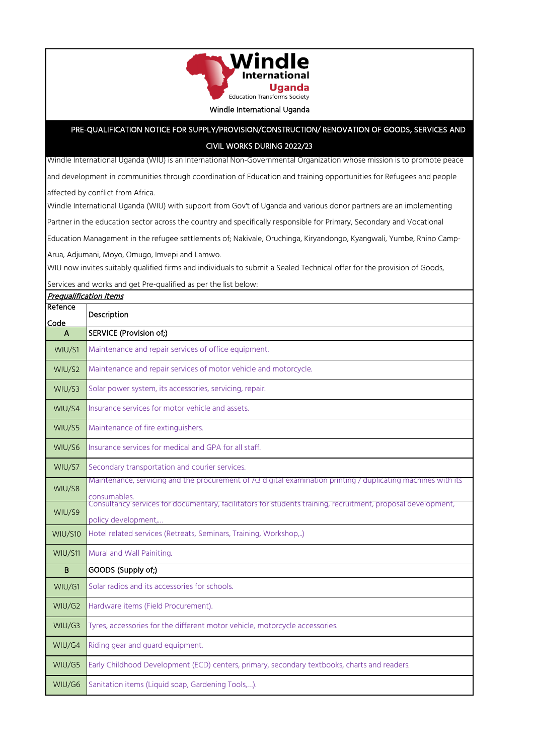# Windle International Uganda

Education Transforms Society

Windle International Uganda

## PRE-QUALIFICATION NOTICE FOR SUPPLY/PROVISION/CONSTRUCTION/ RENOVATION OF GOODS, SERVICES AND CIVIL WORKS DURING 2022/23

Windle International Uganda (WIU) is an International Non-Governmental Organization whose mission is to promote peace and development in communities through coordination of Education and training opportunities for Refugees and people affected by conflict from Africa.

Windle International Uganda (WIU) with support from Gov't of Uganda and various donor partners are an implementing Partner in the education sector across the country and specifically responsible for Primary, Secondary and Vocational Education Management in the refugee settlements of; Nakivale, Oruchinga, Kiryandongo, Kyangwali, Yumbe, Rhino Camp-Arua, Adjumani, Moyo, Omugo, Imvepi and Lamwo.

WIU now invites suitably qualified firms and individuals to submit a Sealed Technical offer for the provision of Goods, Services and works and get Pre-qualified as per the list below:

***Prequalification Items***

| Refence Code | Description |
|---|---|
| A | SERVICE (Provision of;) |
| WIU/S1 | Maintenance and repair services of office equipment. |
| WIU/S2 | Maintenance and repair services of motor vehicle and motorcycle. |
| WIU/S3 | Solar power system, its accessories, servicing, repair. |
| WIU/S4 | Insurance services for motor vehicle and assets. |
| WIU/S5 | Maintenance of fire extinguishers. |
| WIU/S6 | Insurance services for medical and GPA for all staff. |
| WIU/S7 | Secondary transportation and courier services. |
| WIU/S8 | Maintenance, servicing and the procurement of A3 digital examination printing / duplicating machines with its consumables. |
| WIU/S9 | Consultancy services for documentary, facilitators for students training, recruitment, proposal development, policy development,... |
| WIU/S10 | Hotel related services (Retreats, Seminars, Training, Workshop,..) |
| WIU/S11 | Mural and Wall Painiting. |
| B | GOODS (Supply of;) |
| WIU/G1 | Solar radios and its accessories for schools. |
| WIU/G2 | Hardware items (Field Procurement). |
| WIU/G3 | Tyres, accessories for the different motor vehicle, motorcycle accessories. |
| WIU/G4 | Riding gear and guard equipment. |
| WIU/G5 | Early Childhood Development (ECD) centers, primary, secondary textbooks, charts and readers. |
| WIU/G6 | Sanitation items (Liquid soap, Gardening Tools,...). |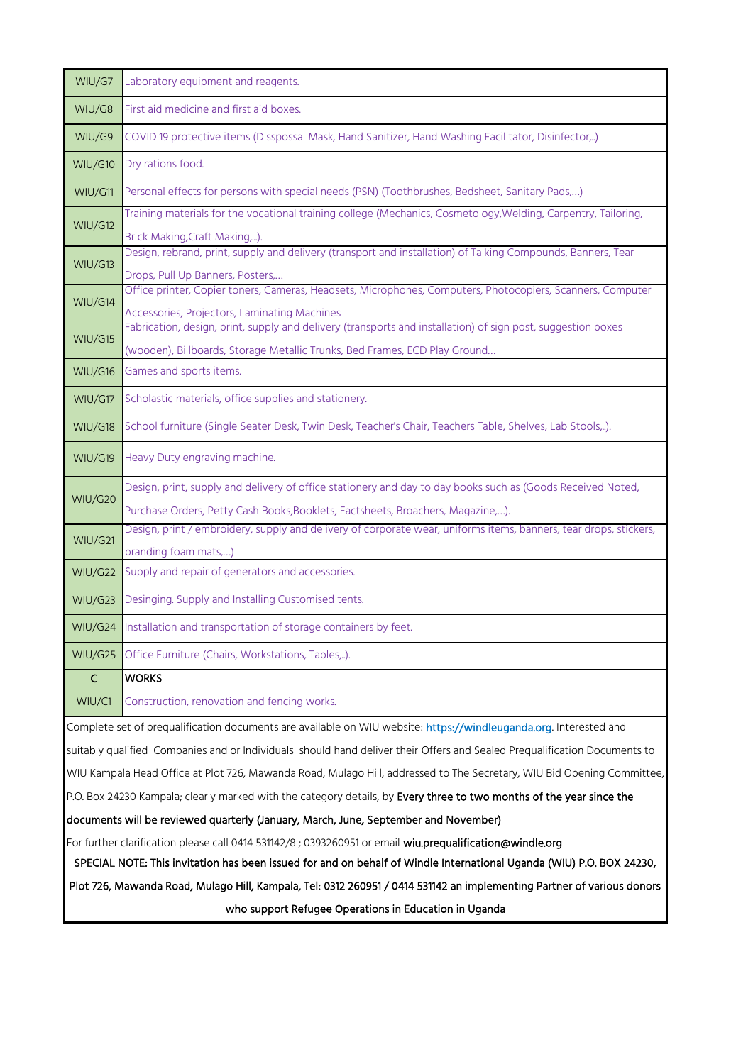| | |
|---|---|
| WIU/G7 | Laboratory equipment and reagents. |
| WIU/G8 | First aid medicine and first aid boxes. |
| WIU/G9 | COVID 19 protective items (Disspossal Mask, Hand Sanitizer, Hand Washing Facilitator, Disinfector,..) |
| WIU/G10 | Dry rations food. |
| WIU/G11 | Personal effects for persons with special needs (PSN) (Toothbrushes, Bedsheet, Sanitary Pads,...) |
| WIU/G12 | Training materials for the vocational training college (Mechanics, Cosmetology,Welding, Carpentry, Tailoring, Brick Making,Craft Making,...). |
| WIU/G13 | Design, rebrand, print, supply and delivery (transport and installation) of Talking Compounds, Banners, Tear Drops, Pull Up Banners, Posters,... |
| WIU/G14 | Office printer, Copier toners, Cameras, Headsets, Microphones, Computers, Photocopiers, Scanners, Computer Accessories, Projectors, Laminating Machines |
| WIU/G15 | Fabrication, design, print, supply and delivery (transports and installation) of sign post, suggestion boxes (wooden), Billboards, Storage Metallic Trunks, Bed Frames, ECD Play Ground... |
| WIU/G16 | Games and sports items. |
| WIU/G17 | Scholastic materials, office supplies and stationery. |
| WIU/G18 | School furniture (Single Seater Desk, Twin Desk, Teacher's Chair, Teachers Table, Shelves, Lab Stools,..). |
| WIU/G19 | Heavy Duty engraving machine. |
| WIU/G20 | Design, print, supply and delivery of office stationery and day to day books such as (Goods Received Noted, Purchase Orders, Petty Cash Books,Booklets, Factsheets, Broachers, Magazine,...). |
| WIU/G21 | Design, print / embroidery, supply and delivery of corporate wear, uniforms items, banners, tear drops, stickers, branding foam mats,...) |
| WIU/G22 | Supply and repair of generators and accessories. |
| WIU/G23 | Desinging. Supply and Installing Customised tents. |
| WIU/G24 | Installation and transportation of storage containers by feet. |
| WIU/G25 | Office Furniture (Chairs, Workstations, Tables,..). |
| **C** | **WORKS** |
| WIU/C1 | Construction, renovation and fencing works. |

Complete set of prequalification documents are available on WIU website: https://windleuganda.org. Interested and suitably qualified Companies and or Individuals should hand deliver their Offers and Sealed Prequalification Documents to WIU Kampala Head Office at Plot 726, Mawanda Road, Mulago Hill, addressed to The Secretary, WIU Bid Opening Committee, P.O. Box 24230 Kampala; clearly marked with the category details, by **Every three to two months of the year since the documents will be reviewed quarterly (January, March, June, September and November)**

For further clarification please call 0414 531142/8 ; 0393260951 or email **wiu.prequalification@windle.org**

**SPECIAL NOTE: This invitation has been issued for and on behalf of Windle International Uganda (WIU) P.O. BOX 24230, Plot 726, Mawanda Road, Mulago Hill, Kampala, Tel: 0312 260951 / 0414 531142 an implementing Partner of various donors who support Refugee Operations in Education in Uganda**